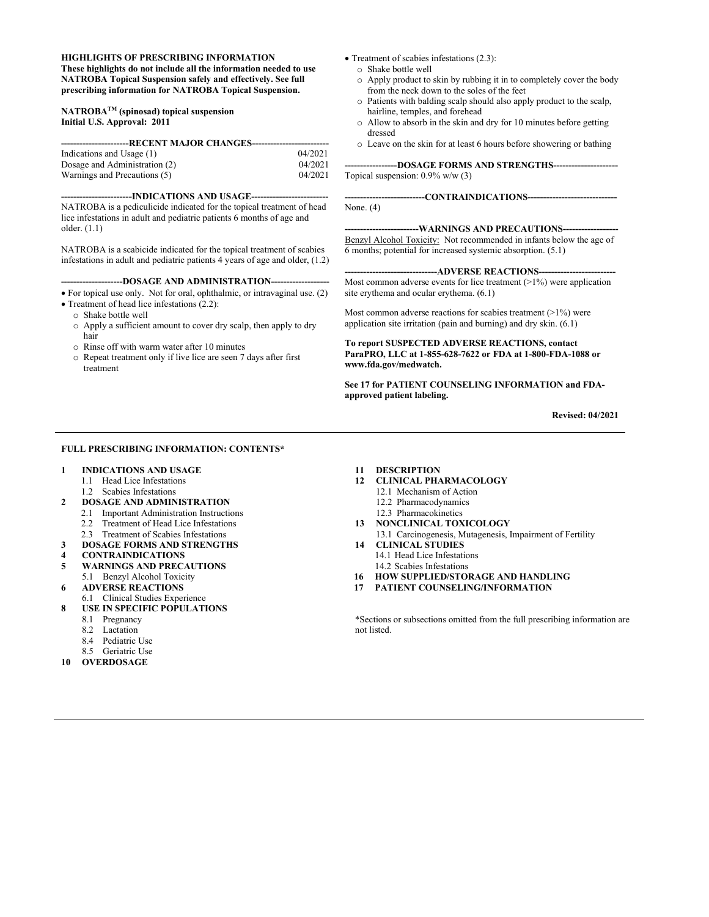**HIGHLIGHTS OF PRESCRIBING INFORMATION**
**These highlights do not include all the information needed to use NATROBA Topical Suspension safely and effectively. See full prescribing information for NATROBA Topical Suspension.**

**NATROBA[TM] (spinosad) topical suspension**
**Initial U.S. Approval: 2011**

**----------------------RECENT MAJOR CHANGES-------------------------**

| | |
|---|---|
| Indications and Usage (1) | 04/2021 |
| Dosage and Administration (2) | 04/2021 |
| Warnings and Precautions (5) | 04/2021 |

**-----------------------INDICATIONS AND USAGE-------------------------**

NATROBA is a pediculicide indicated for the topical treatment of head lice infestations in adult and pediatric patients 6 months of age and older. (1.1)

NATROBA is a scabicide indicated for the topical treatment of scabies infestations in adult and pediatric patients 4 years of age and older, (1.2)

**--------------------DOSAGE AND ADMINISTRATION-------------------**

- For topical use only. Not for oral, ophthalmic, or intravaginal use. (2)
- Treatment of head lice infestations (2.2):
  - Shake bottle well
  - Apply a sufficient amount to cover dry scalp, then apply to dry hair
  - Rinse off with warm water after 10 minutes
  - Repeat treatment only if live lice are seen 7 days after first treatment
- Treatment of scabies infestations (2.3):
  - Shake bottle well
  - Apply product to skin by rubbing it in to completely cover the body from the neck down to the soles of the feet
  - Patients with balding scalp should also apply product to the scalp, hairline, temples, and forehead
  - Allow to absorb in the skin and dry for 10 minutes before getting dressed
  - Leave on the skin for at least 6 hours before showering or bathing

**-----------------DOSAGE FORMS AND STRENGTHS---------------------**

Topical suspension: 0.9% w/w (3)

**--------------------------CONTRAINDICATIONS-----------------------------**

None. (4)

**------------------------WARNINGS AND PRECAUTIONS------------------**

Benzyl Alcohol Toxicity: Not recommended in infants below the age of 6 months; potential for increased systemic absorption. (5.1)

**------------------------------ADVERSE REACTIONS-------------------------**

Most common adverse events for lice treatment (>1%) were application site erythema and ocular erythema. (6.1)

Most common adverse reactions for scabies treatment (>1%) were application site irritation (pain and burning) and dry skin. (6.1)

**To report SUSPECTED ADVERSE REACTIONS, contact ParaPRO, LLC at 1-855-628-7622 or FDA at 1-800-FDA-1088 or www.fda.gov/medwatch.**

**See 17 for PATIENT COUNSELING INFORMATION and FDA-approved patient labeling.**

**Revised: 04/2021**

---

**FULL PRESCRIBING INFORMATION: CONTENTS***

**1 INDICATIONS AND USAGE**
- 1.1 Head Lice Infestations
- 1.2 Scabies Infestations

**2 DOSAGE AND ADMINISTRATION**
- 2.1 Important Administration Instructions
- 2.2 Treatment of Head Lice Infestations
- 2.3 Treatment of Scabies Infestations

**3 DOSAGE FORMS AND STRENGTHS**

**4 CONTRAINDICATIONS**

**5 WARNINGS AND PRECAUTIONS**
- 5.1 Benzyl Alcohol Toxicity

**6 ADVERSE REACTIONS**
- 6.1 Clinical Studies Experience

**8 USE IN SPECIFIC POPULATIONS**
- 8.1 Pregnancy
- 8.2 Lactation
- 8.4 Pediatric Use
- 8.5 Geriatric Use

**10 OVERDOSAGE**

**11 DESCRIPTION**

**12 CLINICAL PHARMACOLOGY**
- 12.1 Mechanism of Action
- 12.2 Pharmacodynamics
- 12.3 Pharmacokinetics

**13 NONCLINICAL TOXICOLOGY**
- 13.1 Carcinogenesis, Mutagenesis, Impairment of Fertility

**14 CLINICAL STUDIES**
- 14.1 Head Lice Infestations
- 14.2 Scabies Infestations

**16 HOW SUPPLIED/STORAGE AND HANDLING**

**17 PATIENT COUNSELING/INFORMATION**

*Sections or subsections omitted from the full prescribing information are not listed.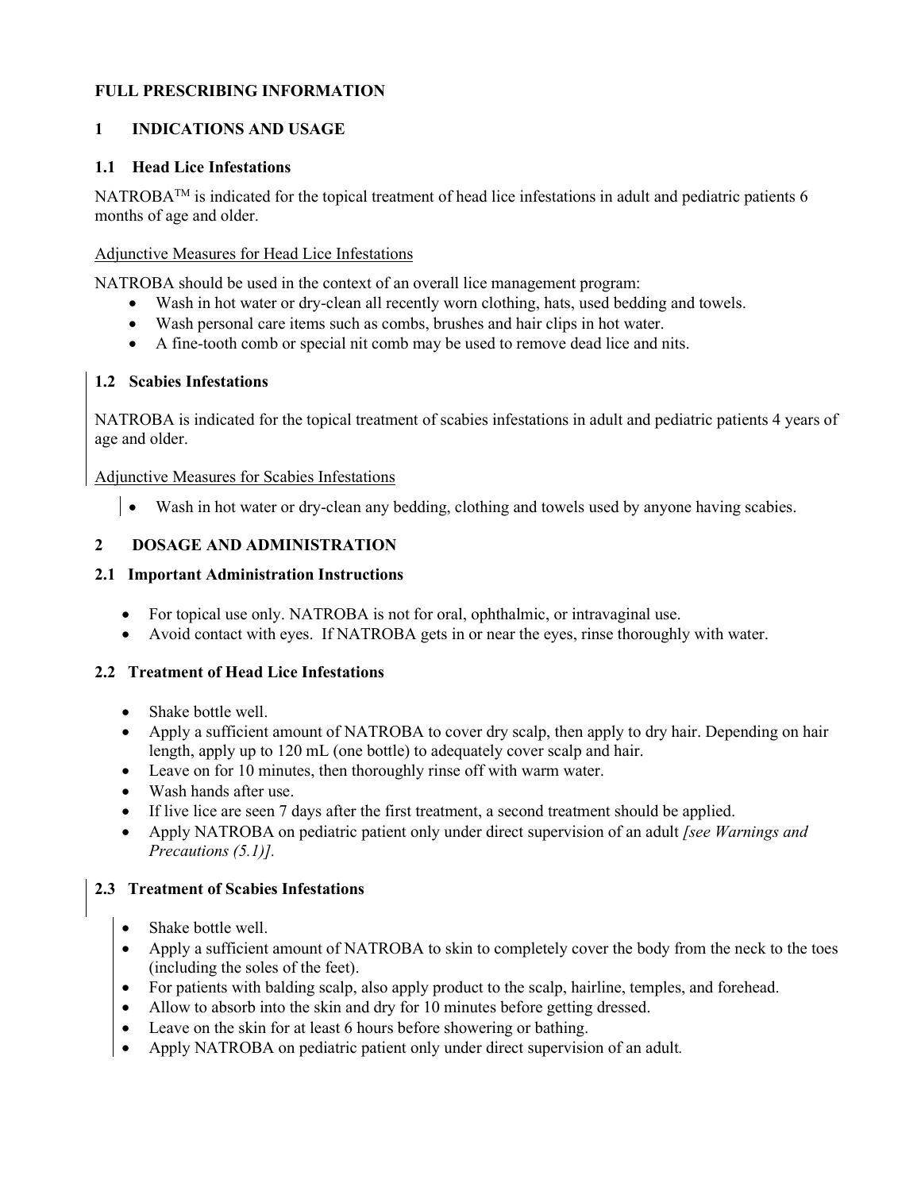# FULL PRESCRIBING INFORMATION

## 1 INDICATIONS AND USAGE

### 1.1 Head Lice Infestations

NATROBA™ is indicated for the topical treatment of head lice infestations in adult and pediatric patients 6 months of age and older.

Adjunctive Measures for Head Lice Infestations

NATROBA should be used in the context of an overall lice management program:

- Wash in hot water or dry-clean all recently worn clothing, hats, used bedding and towels.
- Wash personal care items such as combs, brushes and hair clips in hot water.
- A fine-tooth comb or special nit comb may be used to remove dead lice and nits.

### 1.2 Scabies Infestations

NATROBA is indicated for the topical treatment of scabies infestations in adult and pediatric patients 4 years of age and older.

Adjunctive Measures for Scabies Infestations

- Wash in hot water or dry-clean any bedding, clothing and towels used by anyone having scabies.

## 2 DOSAGE AND ADMINISTRATION

### 2.1 Important Administration Instructions

- For topical use only. NATROBA is not for oral, ophthalmic, or intravaginal use.
- Avoid contact with eyes. If NATROBA gets in or near the eyes, rinse thoroughly with water.

### 2.2 Treatment of Head Lice Infestations

- Shake bottle well.
- Apply a sufficient amount of NATROBA to cover dry scalp, then apply to dry hair. Depending on hair length, apply up to 120 mL (one bottle) to adequately cover scalp and hair.
- Leave on for 10 minutes, then thoroughly rinse off with warm water.
- Wash hands after use.
- If live lice are seen 7 days after the first treatment, a second treatment should be applied.
- Apply NATROBA on pediatric patient only under direct supervision of an adult *[see Warnings and Precautions (5.1)].*

### 2.3 Treatment of Scabies Infestations

- Shake bottle well.
- Apply a sufficient amount of NATROBA to skin to completely cover the body from the neck to the toes (including the soles of the feet).
- For patients with balding scalp, also apply product to the scalp, hairline, temples, and forehead.
- Allow to absorb into the skin and dry for 10 minutes before getting dressed.
- Leave on the skin for at least 6 hours before showering or bathing.
- Apply NATROBA on pediatric patient only under direct supervision of an adult.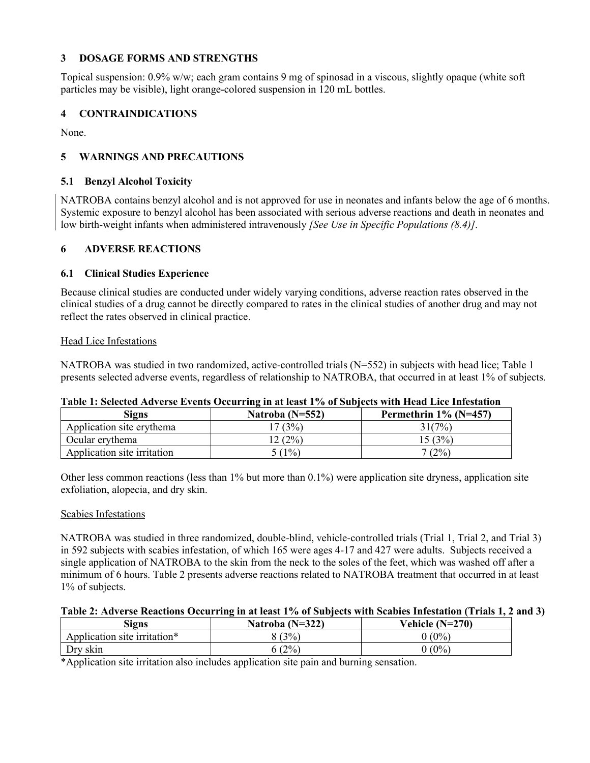## 3 DOSAGE FORMS AND STRENGTHS

Topical suspension: 0.9% w/w; each gram contains 9 mg of spinosad in a viscous, slightly opaque (white soft particles may be visible), light orange-colored suspension in 120 mL bottles.

## 4 CONTRAINDICATIONS

None.

## 5 WARNINGS AND PRECAUTIONS

### 5.1 Benzyl Alcohol Toxicity

NATROBA contains benzyl alcohol and is not approved for use in neonates and infants below the age of 6 months. Systemic exposure to benzyl alcohol has been associated with serious adverse reactions and death in neonates and low birth-weight infants when administered intravenously *[See Use in Specific Populations (8.4)]*.

## 6 ADVERSE REACTIONS

### 6.1 Clinical Studies Experience

Because clinical studies are conducted under widely varying conditions, adverse reaction rates observed in the clinical studies of a drug cannot be directly compared to rates in the clinical studies of another drug and may not reflect the rates observed in clinical practice.

Head Lice Infestations

NATROBA was studied in two randomized, active-controlled trials (N=552) in subjects with head lice; Table 1 presents selected adverse events, regardless of relationship to NATROBA, that occurred in at least 1% of subjects.

**Table 1: Selected Adverse Events Occurring in at least 1% of Subjects with Head Lice Infestation**

| Signs | Natroba (N=552) | Permethrin 1% (N=457) |
|---|---|---|
| Application site erythema | 17 (3%) | 31(7%) |
| Ocular erythema | 12 (2%) | 15 (3%) |
| Application site irritation | 5 (1%) | 7 (2%) |

Other less common reactions (less than 1% but more than 0.1%) were application site dryness, application site exfoliation, alopecia, and dry skin.

Scabies Infestations

NATROBA was studied in three randomized, double-blind, vehicle-controlled trials (Trial 1, Trial 2, and Trial 3) in 592 subjects with scabies infestation, of which 165 were ages 4-17 and 427 were adults. Subjects received a single application of NATROBA to the skin from the neck to the soles of the feet, which was washed off after a minimum of 6 hours. Table 2 presents adverse reactions related to NATROBA treatment that occurred in at least 1% of subjects.

**Table 2: Adverse Reactions Occurring in at least 1% of Subjects with Scabies Infestation (Trials 1, 2 and 3)**

| Signs | Natroba (N=322) | Vehicle (N=270) |
|---|---|---|
| Application site irritation* | 8 (3%) | 0 (0%) |
| Dry skin | 6 (2%) | 0 (0%) |

*Application site irritation also includes application site pain and burning sensation.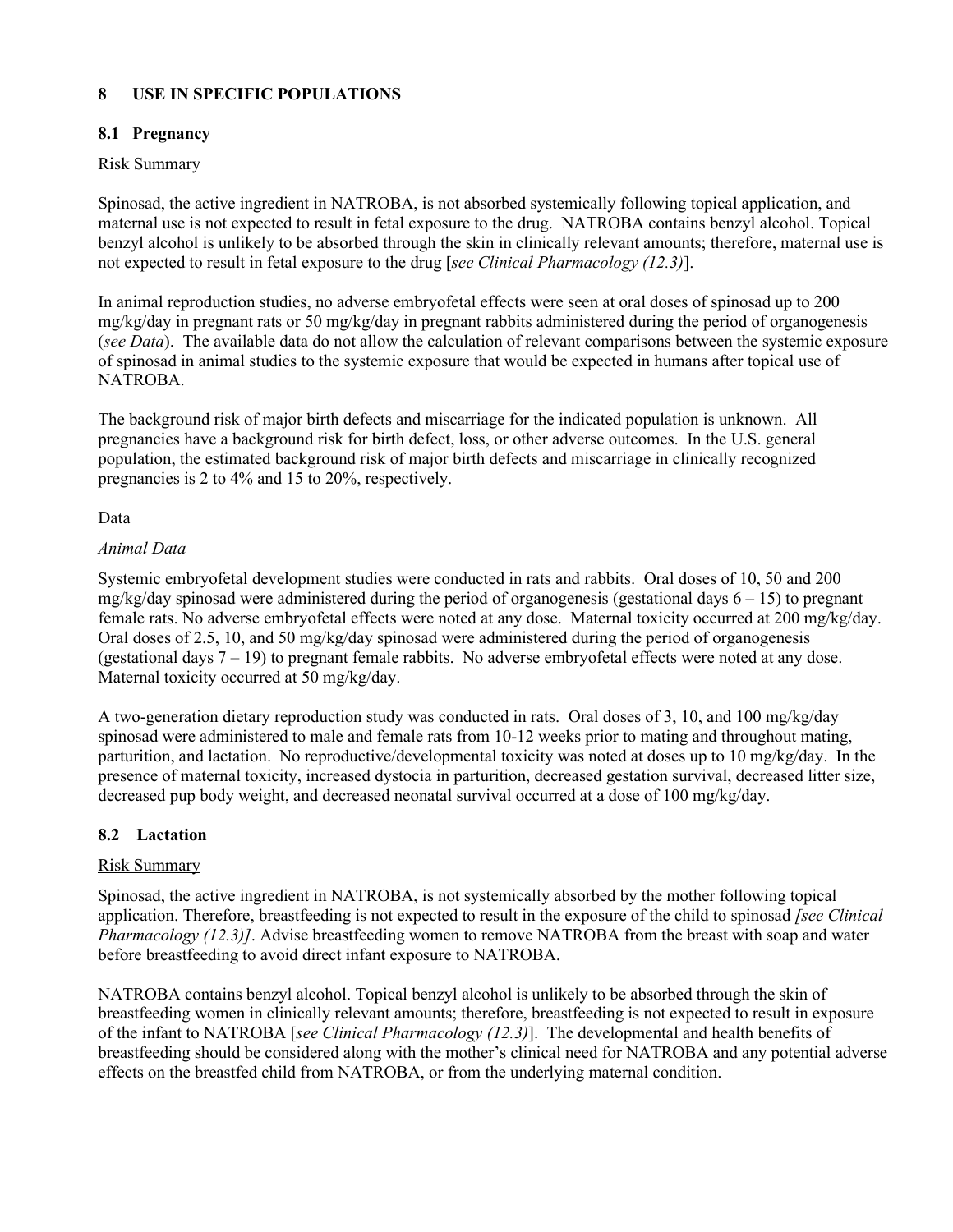# 8 USE IN SPECIFIC POPULATIONS

## 8.1 Pregnancy

Risk Summary

Spinosad, the active ingredient in NATROBA, is not absorbed systemically following topical application, and maternal use is not expected to result in fetal exposure to the drug. NATROBA contains benzyl alcohol. Topical benzyl alcohol is unlikely to be absorbed through the skin in clinically relevant amounts; therefore, maternal use is not expected to result in fetal exposure to the drug [*see Clinical Pharmacology (12.3)*].

In animal reproduction studies, no adverse embryofetal effects were seen at oral doses of spinosad up to 200 mg/kg/day in pregnant rats or 50 mg/kg/day in pregnant rabbits administered during the period of organogenesis (*see Data*). The available data do not allow the calculation of relevant comparisons between the systemic exposure of spinosad in animal studies to the systemic exposure that would be expected in humans after topical use of NATROBA.

The background risk of major birth defects and miscarriage for the indicated population is unknown. All pregnancies have a background risk for birth defect, loss, or other adverse outcomes. In the U.S. general population, the estimated background risk of major birth defects and miscarriage in clinically recognized pregnancies is 2 to 4% and 15 to 20%, respectively.

Data

*Animal Data*

Systemic embryofetal development studies were conducted in rats and rabbits. Oral doses of 10, 50 and 200 mg/kg/day spinosad were administered during the period of organogenesis (gestational days 6 – 15) to pregnant female rats. No adverse embryofetal effects were noted at any dose. Maternal toxicity occurred at 200 mg/kg/day. Oral doses of 2.5, 10, and 50 mg/kg/day spinosad were administered during the period of organogenesis (gestational days 7 – 19) to pregnant female rabbits. No adverse embryofetal effects were noted at any dose. Maternal toxicity occurred at 50 mg/kg/day.

A two-generation dietary reproduction study was conducted in rats. Oral doses of 3, 10, and 100 mg/kg/day spinosad were administered to male and female rats from 10-12 weeks prior to mating and throughout mating, parturition, and lactation. No reproductive/developmental toxicity was noted at doses up to 10 mg/kg/day. In the presence of maternal toxicity, increased dystocia in parturition, decreased gestation survival, decreased litter size, decreased pup body weight, and decreased neonatal survival occurred at a dose of 100 mg/kg/day.

## 8.2 Lactation

Risk Summary

Spinosad, the active ingredient in NATROBA, is not systemically absorbed by the mother following topical application. Therefore, breastfeeding is not expected to result in the exposure of the child to spinosad *[see Clinical Pharmacology (12.3)]*. Advise breastfeeding women to remove NATROBA from the breast with soap and water before breastfeeding to avoid direct infant exposure to NATROBA.

NATROBA contains benzyl alcohol. Topical benzyl alcohol is unlikely to be absorbed through the skin of breastfeeding women in clinically relevant amounts; therefore, breastfeeding is not expected to result in exposure of the infant to NATROBA [*see Clinical Pharmacology (12.3)*]. The developmental and health benefits of breastfeeding should be considered along with the mother's clinical need for NATROBA and any potential adverse effects on the breastfed child from NATROBA, or from the underlying maternal condition.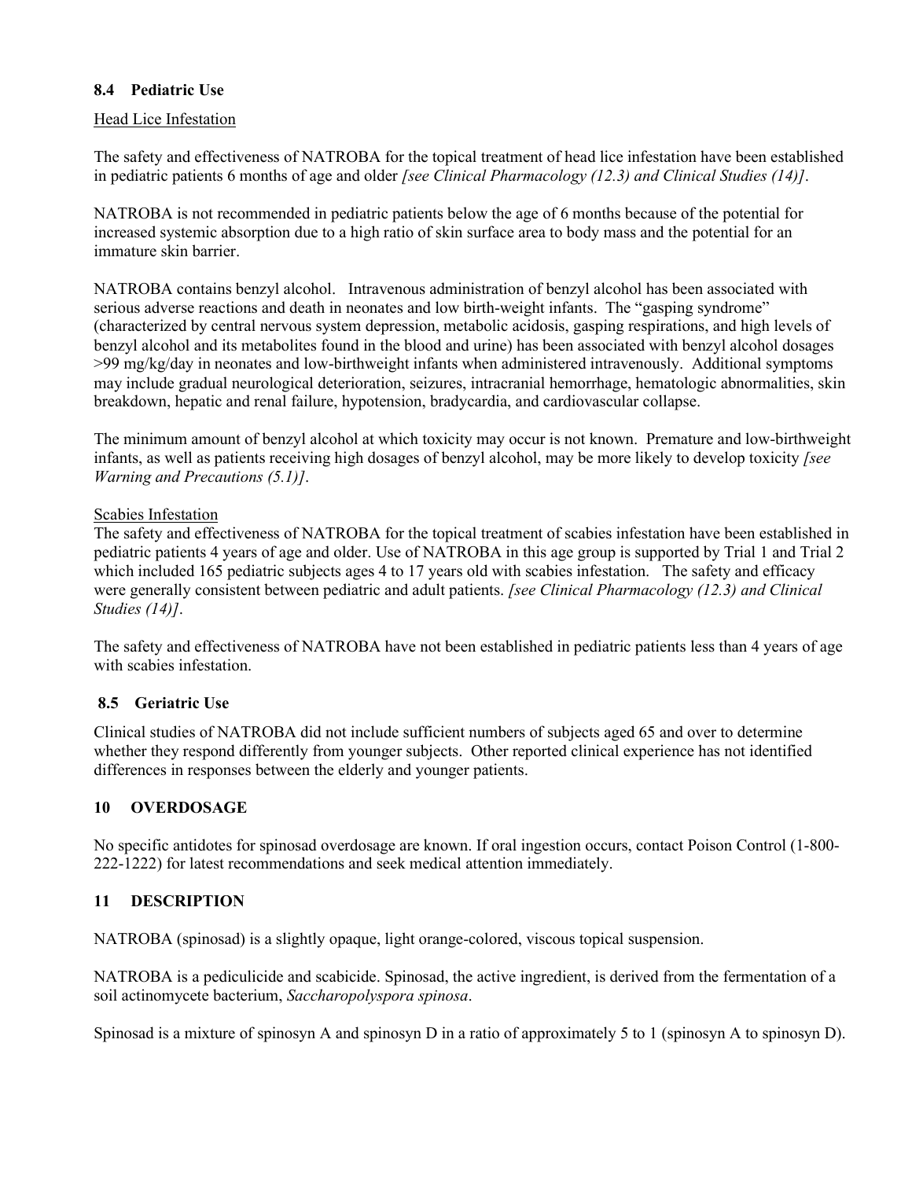### 8.4 Pediatric Use

Head Lice Infestation

The safety and effectiveness of NATROBA for the topical treatment of head lice infestation have been established in pediatric patients 6 months of age and older *[see Clinical Pharmacology (12.3) and Clinical Studies (14)]*.

NATROBA is not recommended in pediatric patients below the age of 6 months because of the potential for increased systemic absorption due to a high ratio of skin surface area to body mass and the potential for an immature skin barrier.

NATROBA contains benzyl alcohol. Intravenous administration of benzyl alcohol has been associated with serious adverse reactions and death in neonates and low birth-weight infants. The "gasping syndrome" (characterized by central nervous system depression, metabolic acidosis, gasping respirations, and high levels of benzyl alcohol and its metabolites found in the blood and urine) has been associated with benzyl alcohol dosages >99 mg/kg/day in neonates and low-birthweight infants when administered intravenously. Additional symptoms may include gradual neurological deterioration, seizures, intracranial hemorrhage, hematologic abnormalities, skin breakdown, hepatic and renal failure, hypotension, bradycardia, and cardiovascular collapse.

The minimum amount of benzyl alcohol at which toxicity may occur is not known. Premature and low-birthweight infants, as well as patients receiving high dosages of benzyl alcohol, may be more likely to develop toxicity *[see Warning and Precautions (5.1)]*.

Scabies Infestation

The safety and effectiveness of NATROBA for the topical treatment of scabies infestation have been established in pediatric patients 4 years of age and older. Use of NATROBA in this age group is supported by Trial 1 and Trial 2 which included 165 pediatric subjects ages 4 to 17 years old with scabies infestation. The safety and efficacy were generally consistent between pediatric and adult patients. *[see Clinical Pharmacology (12.3) and Clinical Studies (14)]*.

The safety and effectiveness of NATROBA have not been established in pediatric patients less than 4 years of age with scabies infestation.

### 8.5 Geriatric Use

Clinical studies of NATROBA did not include sufficient numbers of subjects aged 65 and over to determine whether they respond differently from younger subjects. Other reported clinical experience has not identified differences in responses between the elderly and younger patients.

## 10 OVERDOSAGE

No specific antidotes for spinosad overdosage are known. If oral ingestion occurs, contact Poison Control (1-800-222-1222) for latest recommendations and seek medical attention immediately.

## 11 DESCRIPTION

NATROBA (spinosad) is a slightly opaque, light orange-colored, viscous topical suspension.

NATROBA is a pediculicide and scabicide. Spinosad, the active ingredient, is derived from the fermentation of a soil actinomycete bacterium, *Saccharopolyspora spinosa*.

Spinosad is a mixture of spinosyn A and spinosyn D in a ratio of approximately 5 to 1 (spinosyn A to spinosyn D).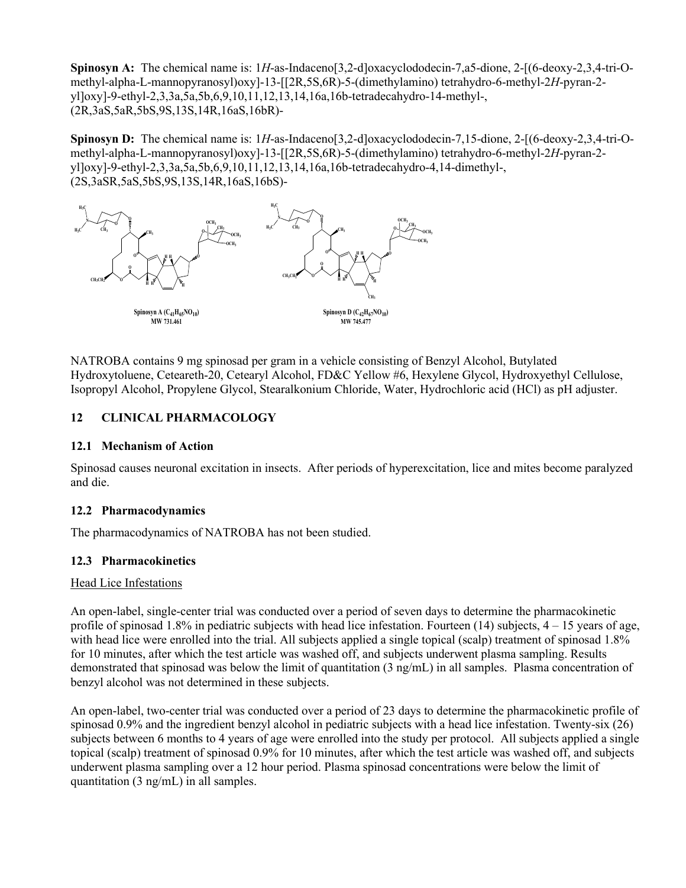**Spinosyn A:** The chemical name is: 1*H*-as-Indaceno[3,2-d]oxacyclododecin-7,a5-dione, 2-[(6-deoxy-2,3,4-tri-O-methyl-alpha-L-mannopyranosyl)oxy]-13-[[2R,5S,6R)-5-(dimethylamino) tetrahydro-6-methyl-2*H*-pyran-2-yl]oxy]-9-ethyl-2,3,3a,5a,5b,6,9,10,11,12,13,14,16a,16b-tetradecahydro-14-methyl-, (2R,3aS,5aR,5bS,9S,13S,14R,16aS,16bR)-

**Spinosyn D:** The chemical name is: 1*H*-as-Indaceno[3,2-d]oxacyclododecin-7,15-dione, 2-[(6-deoxy-2,3,4-tri-O-methyl-alpha-L-mannopyranosyl)oxy]-13-[[2R,5S,6R)-5-(dimethylamino) tetrahydro-6-methyl-2*H*-pyran-2-yl]oxy]-9-ethyl-2,3,3a,5a,5b,6,9,10,11,12,13,14,16a,16b-tetradecahydro-4,14-dimethyl-, (2S,3aSR,5aS,5bS,9S,13S,14R,16aS,16bS)-

Spinosyn A ($C_{41}H_{65}NO_{10}$)
MW 731.461

Spinosyn D ($C_{42}H_{67}NO_{10}$)
MW 745.477

NATROBA contains 9 mg spinosad per gram in a vehicle consisting of Benzyl Alcohol, Butylated Hydroxytoluene, Ceteareth-20, Cetearyl Alcohol, FD&C Yellow #6, Hexylene Glycol, Hydroxyethyl Cellulose, Isopropyl Alcohol, Propylene Glycol, Stearalkonium Chloride, Water, Hydrochloric acid (HCl) as pH adjuster.

## 12 CLINICAL PHARMACOLOGY

### 12.1 Mechanism of Action

Spinosad causes neuronal excitation in insects. After periods of hyperexcitation, lice and mites become paralyzed and die.

### 12.2 Pharmacodynamics

The pharmacodynamics of NATROBA has not been studied.

### 12.3 Pharmacokinetics

Head Lice Infestations

An open-label, single-center trial was conducted over a period of seven days to determine the pharmacokinetic profile of spinosad 1.8% in pediatric subjects with head lice infestation. Fourteen (14) subjects, 4 – 15 years of age, with head lice were enrolled into the trial. All subjects applied a single topical (scalp) treatment of spinosad 1.8% for 10 minutes, after which the test article was washed off, and subjects underwent plasma sampling. Results demonstrated that spinosad was below the limit of quantitation (3 ng/mL) in all samples. Plasma concentration of benzyl alcohol was not determined in these subjects.

An open-label, two-center trial was conducted over a period of 23 days to determine the pharmacokinetic profile of spinosad 0.9% and the ingredient benzyl alcohol in pediatric subjects with a head lice infestation. Twenty-six (26) subjects between 6 months to 4 years of age were enrolled into the study per protocol. All subjects applied a single topical (scalp) treatment of spinosad 0.9% for 10 minutes, after which the test article was washed off, and subjects underwent plasma sampling over a 12 hour period. Plasma spinosad concentrations were below the limit of quantitation (3 ng/mL) in all samples.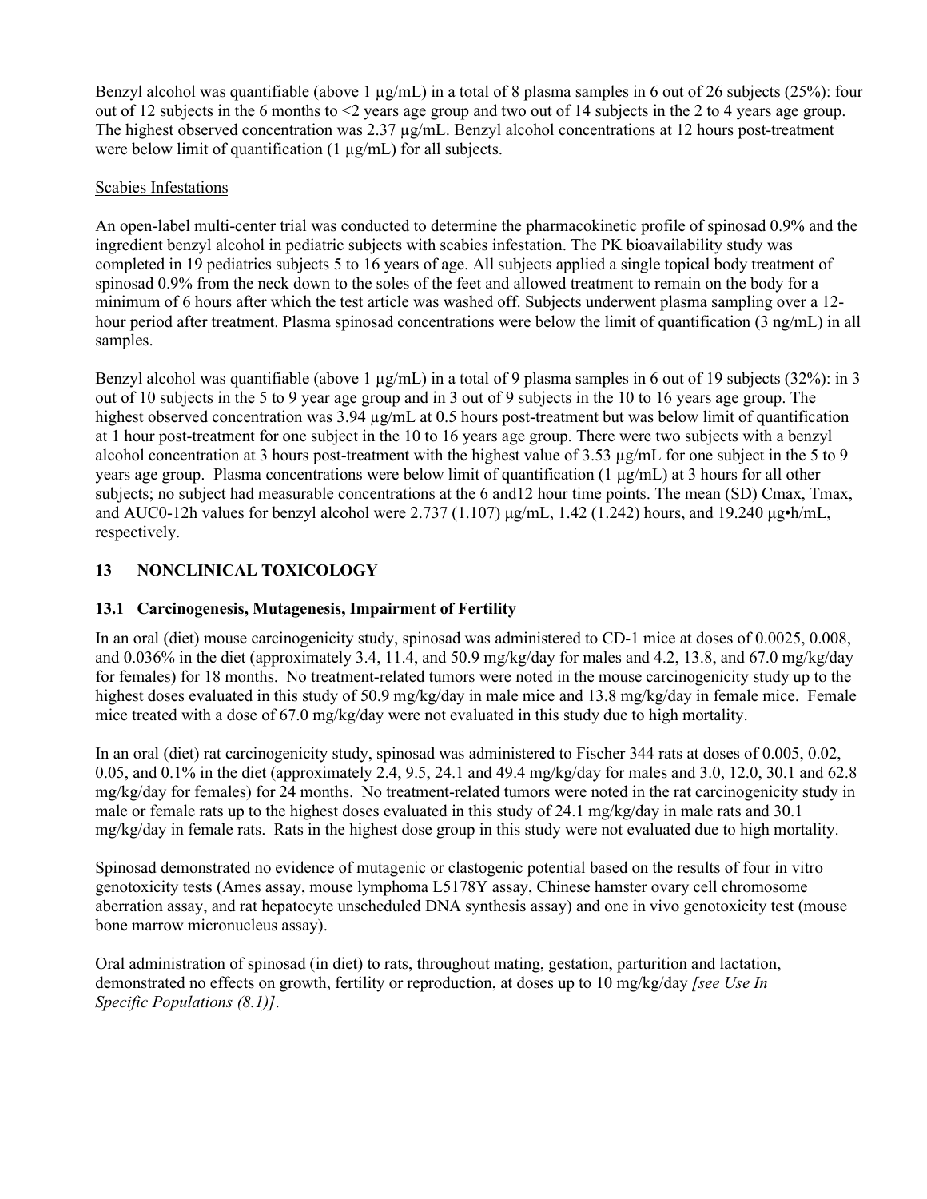Benzyl alcohol was quantifiable (above 1 µg/mL) in a total of 8 plasma samples in 6 out of 26 subjects (25%): four out of 12 subjects in the 6 months to <2 years age group and two out of 14 subjects in the 2 to 4 years age group. The highest observed concentration was 2.37 µg/mL. Benzyl alcohol concentrations at 12 hours post-treatment were below limit of quantification (1 µg/mL) for all subjects.

Scabies Infestations

An open-label multi-center trial was conducted to determine the pharmacokinetic profile of spinosad 0.9% and the ingredient benzyl alcohol in pediatric subjects with scabies infestation. The PK bioavailability study was completed in 19 pediatrics subjects 5 to 16 years of age. All subjects applied a single topical body treatment of spinosad 0.9% from the neck down to the soles of the feet and allowed treatment to remain on the body for a minimum of 6 hours after which the test article was washed off. Subjects underwent plasma sampling over a 12-hour period after treatment. Plasma spinosad concentrations were below the limit of quantification (3 ng/mL) in all samples.

Benzyl alcohol was quantifiable (above 1 µg/mL) in a total of 9 plasma samples in 6 out of 19 subjects (32%): in 3 out of 10 subjects in the 5 to 9 year age group and in 3 out of 9 subjects in the 10 to 16 years age group. The highest observed concentration was 3.94 µg/mL at 0.5 hours post-treatment but was below limit of quantification at 1 hour post-treatment for one subject in the 10 to 16 years age group. There were two subjects with a benzyl alcohol concentration at 3 hours post-treatment with the highest value of 3.53 µg/mL for one subject in the 5 to 9 years age group. Plasma concentrations were below limit of quantification (1 µg/mL) at 3 hours for all other subjects; no subject had measurable concentrations at the 6 and12 hour time points. The mean (SD) Cmax, Tmax, and AUC0-12h values for benzyl alcohol were 2.737 (1.107) µg/mL, 1.42 (1.242) hours, and 19.240 µg•h/mL, respectively.

## 13 NONCLINICAL TOXICOLOGY

### 13.1 Carcinogenesis, Mutagenesis, Impairment of Fertility

In an oral (diet) mouse carcinogenicity study, spinosad was administered to CD-1 mice at doses of 0.0025, 0.008, and 0.036% in the diet (approximately 3.4, 11.4, and 50.9 mg/kg/day for males and 4.2, 13.8, and 67.0 mg/kg/day for females) for 18 months. No treatment-related tumors were noted in the mouse carcinogenicity study up to the highest doses evaluated in this study of 50.9 mg/kg/day in male mice and 13.8 mg/kg/day in female mice. Female mice treated with a dose of 67.0 mg/kg/day were not evaluated in this study due to high mortality.

In an oral (diet) rat carcinogenicity study, spinosad was administered to Fischer 344 rats at doses of 0.005, 0.02, 0.05, and 0.1% in the diet (approximately 2.4, 9.5, 24.1 and 49.4 mg/kg/day for males and 3.0, 12.0, 30.1 and 62.8 mg/kg/day for females) for 24 months. No treatment-related tumors were noted in the rat carcinogenicity study in male or female rats up to the highest doses evaluated in this study of 24.1 mg/kg/day in male rats and 30.1 mg/kg/day in female rats. Rats in the highest dose group in this study were not evaluated due to high mortality.

Spinosad demonstrated no evidence of mutagenic or clastogenic potential based on the results of four in vitro genotoxicity tests (Ames assay, mouse lymphoma L5178Y assay, Chinese hamster ovary cell chromosome aberration assay, and rat hepatocyte unscheduled DNA synthesis assay) and one in vivo genotoxicity test (mouse bone marrow micronucleus assay).

Oral administration of spinosad (in diet) to rats, throughout mating, gestation, parturition and lactation, demonstrated no effects on growth, fertility or reproduction, at doses up to 10 mg/kg/day *[see Use In Specific Populations (8.1)]*.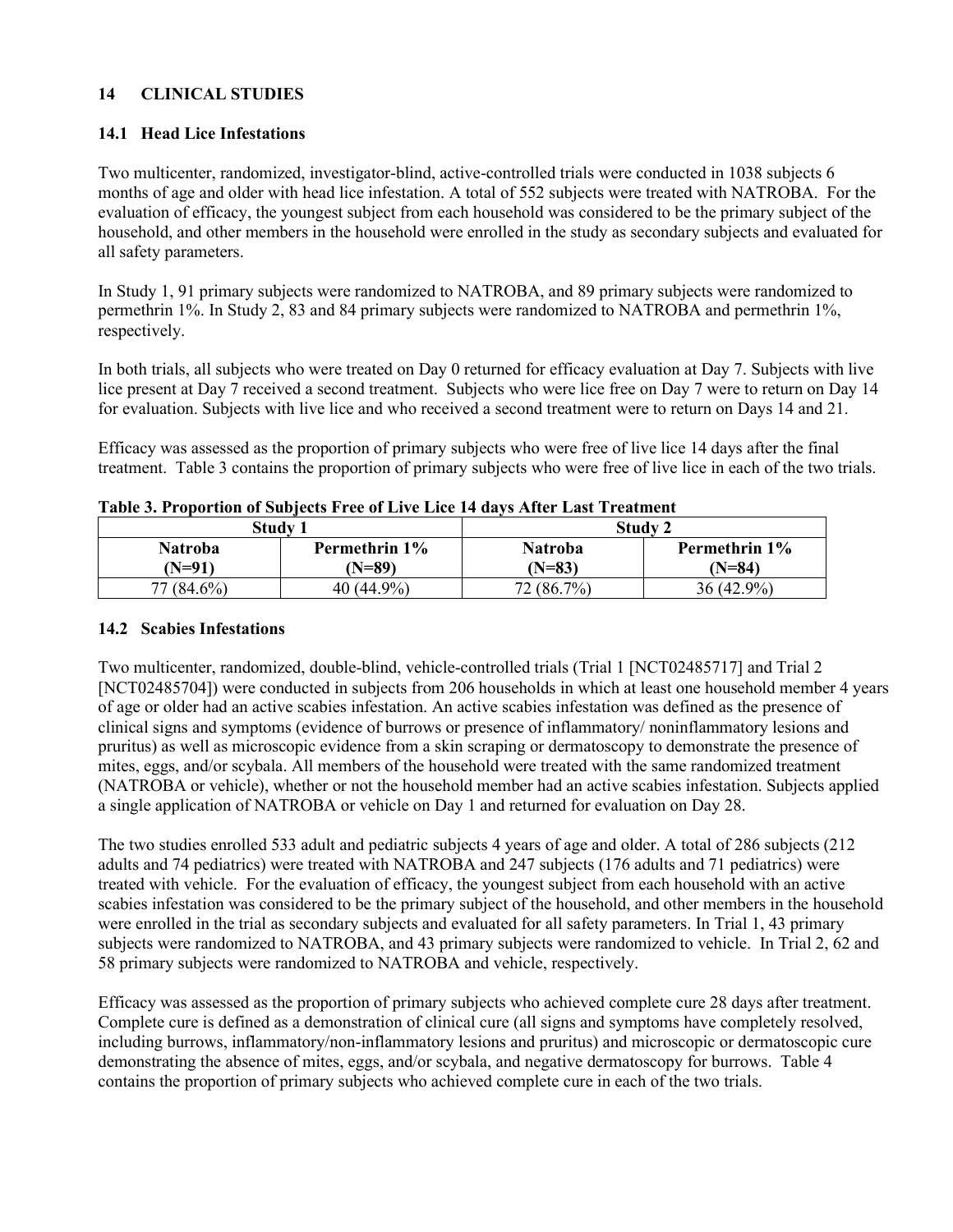## 14 CLINICAL STUDIES

### 14.1 Head Lice Infestations

Two multicenter, randomized, investigator-blind, active-controlled trials were conducted in 1038 subjects 6 months of age and older with head lice infestation. A total of 552 subjects were treated with NATROBA. For the evaluation of efficacy, the youngest subject from each household was considered to be the primary subject of the household, and other members in the household were enrolled in the study as secondary subjects and evaluated for all safety parameters.

In Study 1, 91 primary subjects were randomized to NATROBA, and 89 primary subjects were randomized to permethrin 1%. In Study 2, 83 and 84 primary subjects were randomized to NATROBA and permethrin 1%, respectively.

In both trials, all subjects who were treated on Day 0 returned for efficacy evaluation at Day 7. Subjects with live lice present at Day 7 received a second treatment. Subjects who were lice free on Day 7 were to return on Day 14 for evaluation. Subjects with live lice and who received a second treatment were to return on Days 14 and 21.

Efficacy was assessed as the proportion of primary subjects who were free of live lice 14 days after the final treatment. Table 3 contains the proportion of primary subjects who were free of live lice in each of the two trials.

**Table 3. Proportion of Subjects Free of Live Lice 14 days After Last Treatment**

| Study 1 | | Study 2 | |
|---|---|---|---|
| **Natroba (N=91)** | **Permethrin 1% (N=89)** | **Natroba (N=83)** | **Permethrin 1% (N=84)** |
| 77 (84.6%) | 40 (44.9%) | 72 (86.7%) | 36 (42.9%) |

### 14.2 Scabies Infestations

Two multicenter, randomized, double-blind, vehicle-controlled trials (Trial 1 [NCT02485717] and Trial 2 [NCT02485704]) were conducted in subjects from 206 households in which at least one household member 4 years of age or older had an active scabies infestation. An active scabies infestation was defined as the presence of clinical signs and symptoms (evidence of burrows or presence of inflammatory/ noninflammatory lesions and pruritus) as well as microscopic evidence from a skin scraping or dermatoscopy to demonstrate the presence of mites, eggs, and/or scybala. All members of the household were treated with the same randomized treatment (NATROBA or vehicle), whether or not the household member had an active scabies infestation. Subjects applied a single application of NATROBA or vehicle on Day 1 and returned for evaluation on Day 28.

The two studies enrolled 533 adult and pediatric subjects 4 years of age and older. A total of 286 subjects (212 adults and 74 pediatrics) were treated with NATROBA and 247 subjects (176 adults and 71 pediatrics) were treated with vehicle. For the evaluation of efficacy, the youngest subject from each household with an active scabies infestation was considered to be the primary subject of the household, and other members in the household were enrolled in the trial as secondary subjects and evaluated for all safety parameters. In Trial 1, 43 primary subjects were randomized to NATROBA, and 43 primary subjects were randomized to vehicle. In Trial 2, 62 and 58 primary subjects were randomized to NATROBA and vehicle, respectively.

Efficacy was assessed as the proportion of primary subjects who achieved complete cure 28 days after treatment. Complete cure is defined as a demonstration of clinical cure (all signs and symptoms have completely resolved, including burrows, inflammatory/non-inflammatory lesions and pruritus) and microscopic or dermatoscopic cure demonstrating the absence of mites, eggs, and/or scybala, and negative dermatoscopy for burrows. Table 4 contains the proportion of primary subjects who achieved complete cure in each of the two trials.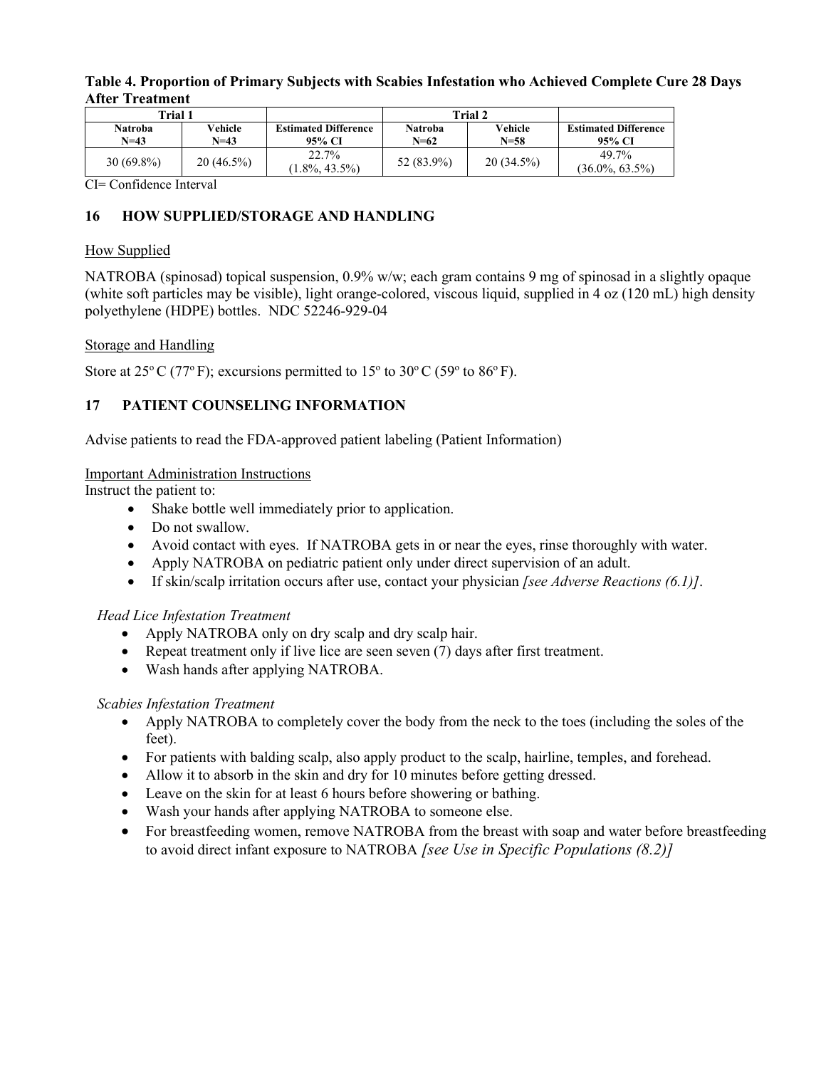**Table 4. Proportion of Primary Subjects with Scabies Infestation who Achieved Complete Cure 28 Days After Treatment**

| Trial 1 | | | Trial 2 | | |
|---|---|---|---|---|---|
| **Natroba N=43** | **Vehicle N=43** | **Estimated Difference 95% CI** | **Natroba N=62** | **Vehicle N=58** | **Estimated Difference 95% CI** |
| 30 (69.8%) | 20 (46.5%) | 22.7% (1.8%, 43.5%) | 52 (83.9%) | 20 (34.5%) | 49.7% (36.0%, 63.5%) |

CI= Confidence Interval

## 16 HOW SUPPLIED/STORAGE AND HANDLING

How Supplied

NATROBA (spinosad) topical suspension, 0.9% w/w; each gram contains 9 mg of spinosad in a slightly opaque (white soft particles may be visible), light orange-colored, viscous liquid, supplied in 4 oz (120 mL) high density polyethylene (HDPE) bottles. NDC 52246-929-04

Storage and Handling

Store at 25º C (77º F); excursions permitted to 15º to 30º C (59º to 86º F).

## 17 PATIENT COUNSELING INFORMATION

Advise patients to read the FDA-approved patient labeling (Patient Information)

Important Administration Instructions

Instruct the patient to:

- Shake bottle well immediately prior to application.
- Do not swallow.
- Avoid contact with eyes. If NATROBA gets in or near the eyes, rinse thoroughly with water.
- Apply NATROBA on pediatric patient only under direct supervision of an adult.
- If skin/scalp irritation occurs after use, contact your physician *[see Adverse Reactions (6.1)]*.

*Head Lice Infestation Treatment*

- Apply NATROBA only on dry scalp and dry scalp hair.
- Repeat treatment only if live lice are seen seven (7) days after first treatment.
- Wash hands after applying NATROBA.

*Scabies Infestation Treatment*

- Apply NATROBA to completely cover the body from the neck to the toes (including the soles of the feet).
- For patients with balding scalp, also apply product to the scalp, hairline, temples, and forehead.
- Allow it to absorb in the skin and dry for 10 minutes before getting dressed.
- Leave on the skin for at least 6 hours before showering or bathing.
- Wash your hands after applying NATROBA to someone else.
- For breastfeeding women, remove NATROBA from the breast with soap and water before breastfeeding to avoid direct infant exposure to NATROBA *[see Use in Specific Populations (8.2)]*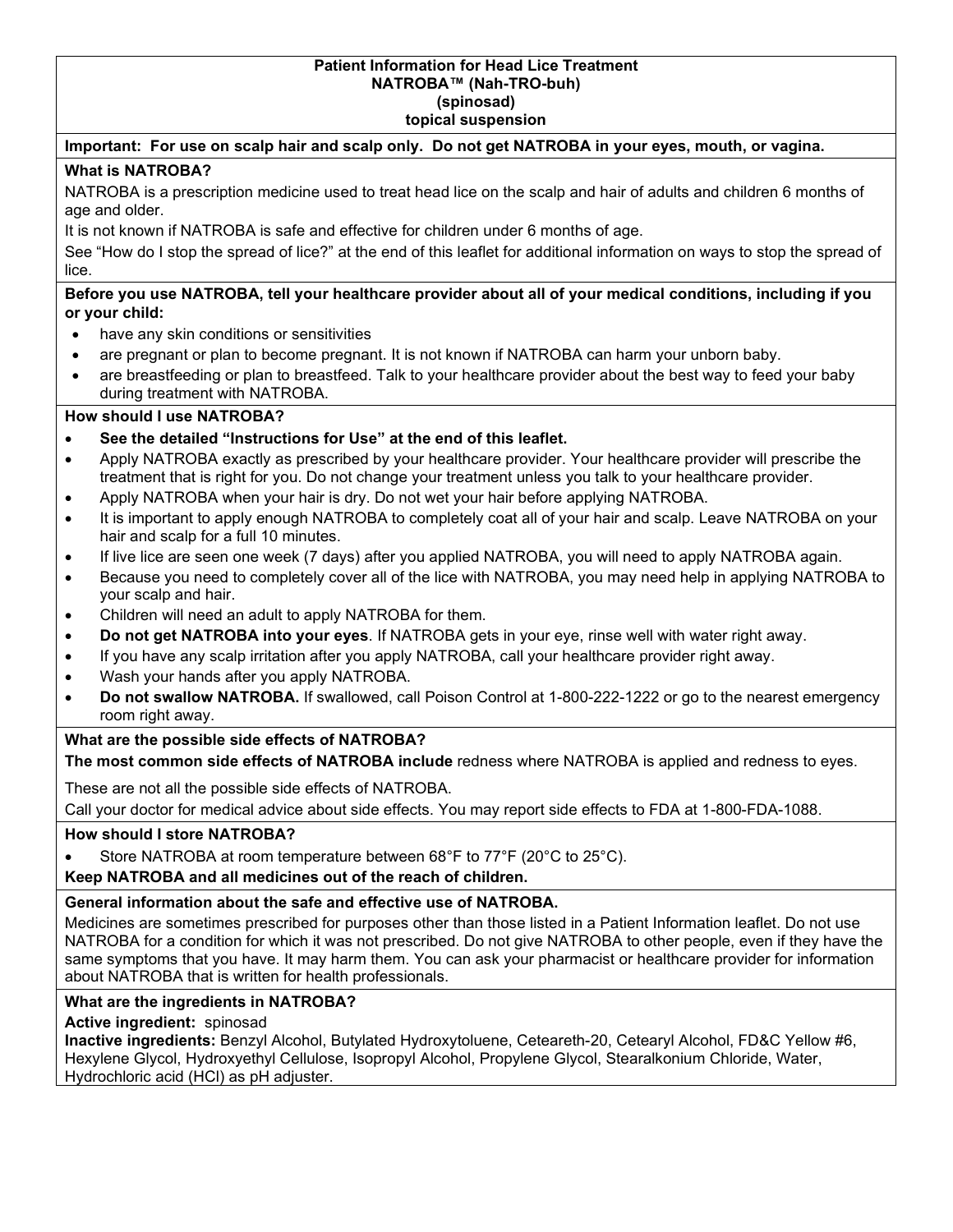**Patient Information for Head Lice Treatment**
**NATROBA™ (Nah-TRO-buh)**
**(spinosad)**
**topical suspension**

**Important: For use on scalp hair and scalp only. Do not get NATROBA in your eyes, mouth, or vagina.**

**What is NATROBA?**

NATROBA is a prescription medicine used to treat head lice on the scalp and hair of adults and children 6 months of age and older.

It is not known if NATROBA is safe and effective for children under 6 months of age.

See "How do I stop the spread of lice?" at the end of this leaflet for additional information on ways to stop the spread of lice.

**Before you use NATROBA, tell your healthcare provider about all of your medical conditions, including if you or your child:**

- have any skin conditions or sensitivities
- are pregnant or plan to become pregnant. It is not known if NATROBA can harm your unborn baby.
- are breastfeeding or plan to breastfeed. Talk to your healthcare provider about the best way to feed your baby during treatment with NATROBA.

**How should I use NATROBA?**

- **See the detailed "Instructions for Use" at the end of this leaflet.**
- Apply NATROBA exactly as prescribed by your healthcare provider. Your healthcare provider will prescribe the treatment that is right for you. Do not change your treatment unless you talk to your healthcare provider.
- Apply NATROBA when your hair is dry. Do not wet your hair before applying NATROBA.
- It is important to apply enough NATROBA to completely coat all of your hair and scalp. Leave NATROBA on your hair and scalp for a full 10 minutes.
- If live lice are seen one week (7 days) after you applied NATROBA, you will need to apply NATROBA again.
- Because you need to completely cover all of the lice with NATROBA, you may need help in applying NATROBA to your scalp and hair.
- Children will need an adult to apply NATROBA for them.
- **Do not get NATROBA into your eyes**. If NATROBA gets in your eye, rinse well with water right away.
- If you have any scalp irritation after you apply NATROBA, call your healthcare provider right away.
- Wash your hands after you apply NATROBA.
- **Do not swallow NATROBA.** If swallowed, call Poison Control at 1-800-222-1222 or go to the nearest emergency room right away.

**What are the possible side effects of NATROBA?**

**The most common side effects of NATROBA include** redness where NATROBA is applied and redness to eyes.

These are not all the possible side effects of NATROBA.

Call your doctor for medical advice about side effects. You may report side effects to FDA at 1-800-FDA-1088.

**How should I store NATROBA?**

- Store NATROBA at room temperature between 68°F to 77°F (20°C to 25°C).

**Keep NATROBA and all medicines out of the reach of children.**

**General information about the safe and effective use of NATROBA.**

Medicines are sometimes prescribed for purposes other than those listed in a Patient Information leaflet. Do not use NATROBA for a condition for which it was not prescribed. Do not give NATROBA to other people, even if they have the same symptoms that you have. It may harm them. You can ask your pharmacist or healthcare provider for information about NATROBA that is written for health professionals.

**What are the ingredients in NATROBA?**

**Active ingredient:** spinosad

**Inactive ingredients:** Benzyl Alcohol, Butylated Hydroxytoluene, Ceteareth-20, Cetearyl Alcohol, FD&C Yellow #6, Hexylene Glycol, Hydroxyethyl Cellulose, Isopropyl Alcohol, Propylene Glycol, Stearalkonium Chloride, Water, Hydrochloric acid (HCl) as pH adjuster.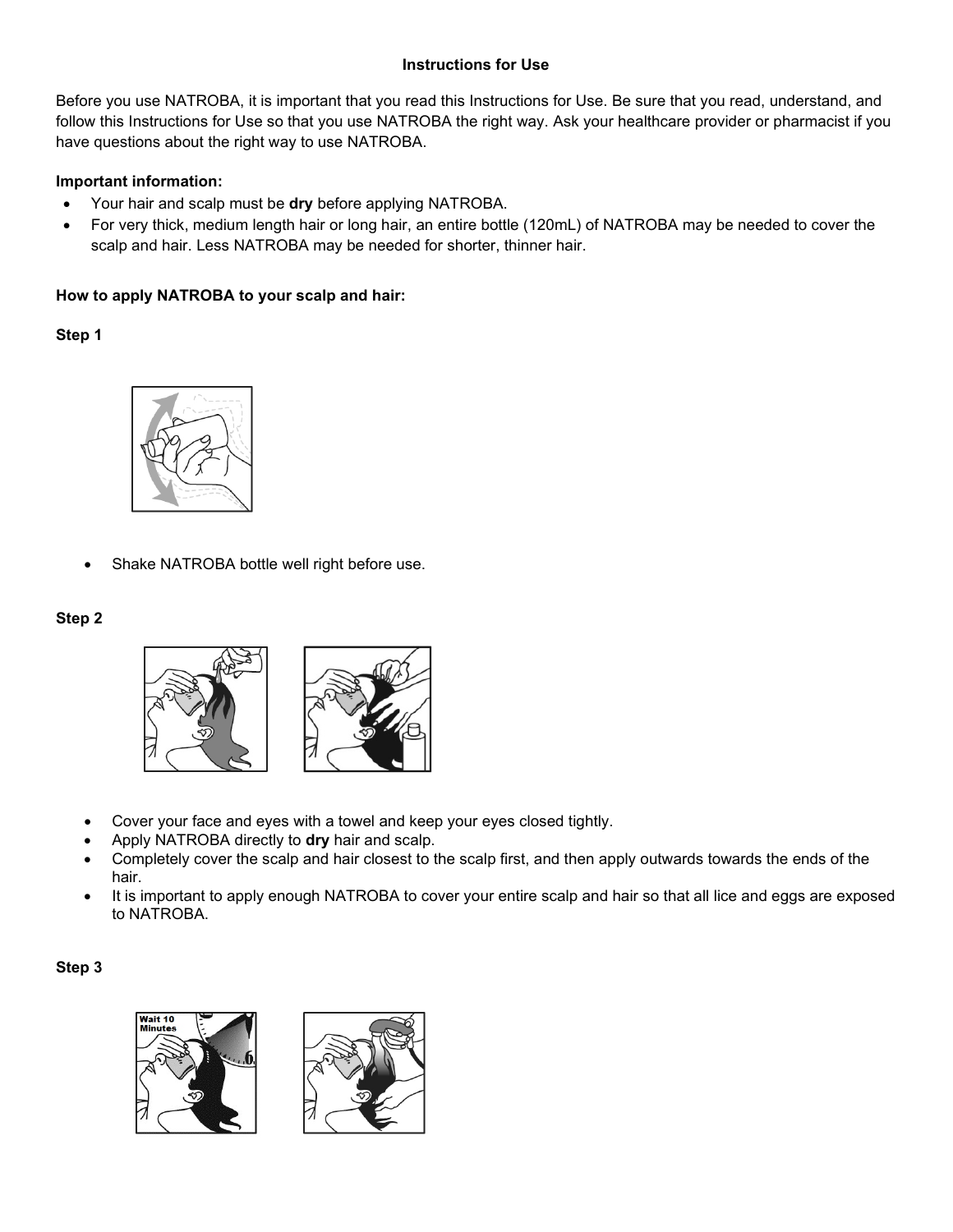**Instructions for Use**

Before you use NATROBA, it is important that you read this Instructions for Use. Be sure that you read, understand, and follow this Instructions for Use so that you use NATROBA the right way. Ask your healthcare provider or pharmacist if you have questions about the right way to use NATROBA.

**Important information:**

- Your hair and scalp must be **dry** before applying NATROBA.
- For very thick, medium length hair or long hair, an entire bottle (120mL) of NATROBA may be needed to cover the scalp and hair. Less NATROBA may be needed for shorter, thinner hair.

**How to apply NATROBA to your scalp and hair:**

**Step 1**

- Shake NATROBA bottle well right before use.

**Step 2**

- Cover your face and eyes with a towel and keep your eyes closed tightly.
- Apply NATROBA directly to **dry** hair and scalp.
- Completely cover the scalp and hair closest to the scalp first, and then apply outwards towards the ends of the hair.
- It is important to apply enough NATROBA to cover your entire scalp and hair so that all lice and eggs are exposed to NATROBA.

**Step 3**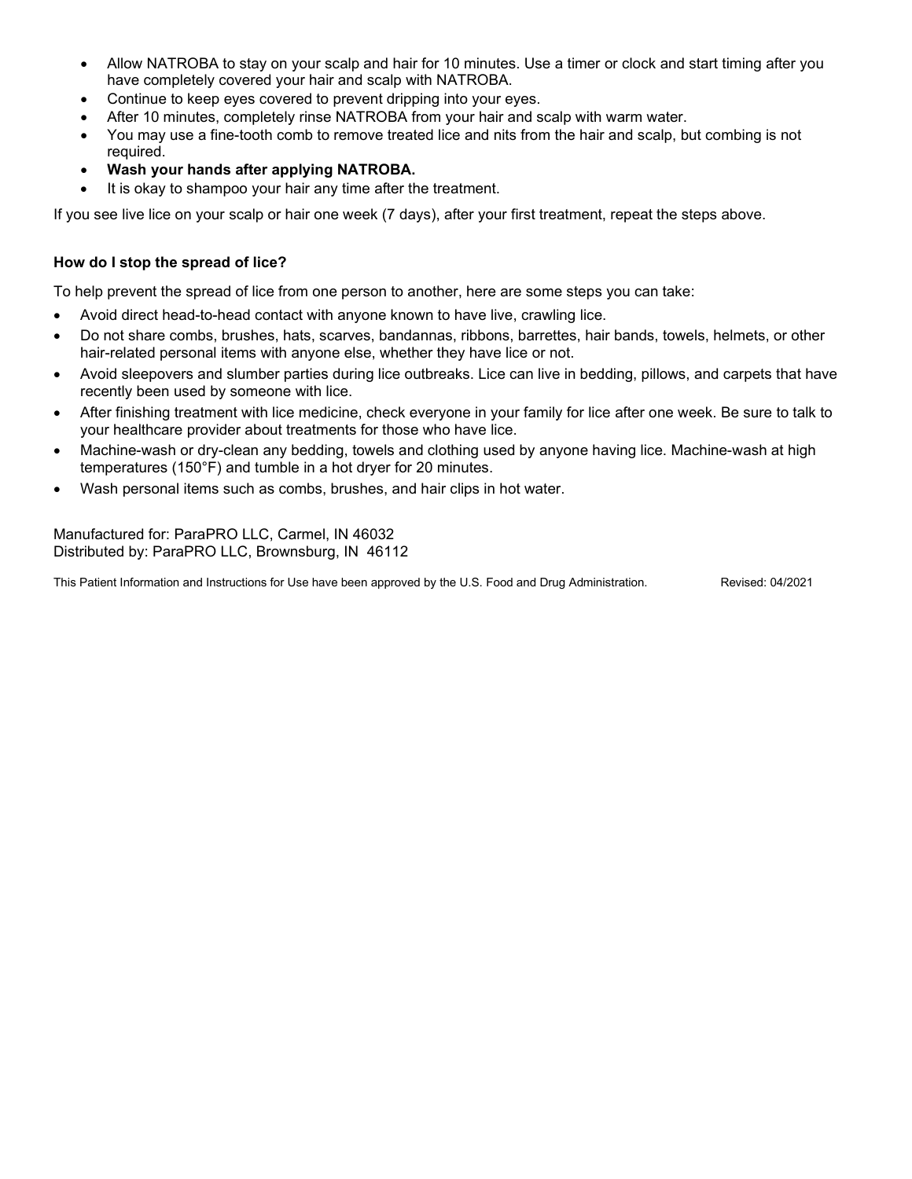- Allow NATROBA to stay on your scalp and hair for 10 minutes. Use a timer or clock and start timing after you have completely covered your hair and scalp with NATROBA.
- Continue to keep eyes covered to prevent dripping into your eyes.
- After 10 minutes, completely rinse NATROBA from your hair and scalp with warm water.
- You may use a fine-tooth comb to remove treated lice and nits from the hair and scalp, but combing is not required.
- **Wash your hands after applying NATROBA.**
- It is okay to shampoo your hair any time after the treatment.

If you see live lice on your scalp or hair one week (7 days), after your first treatment, repeat the steps above.

**How do I stop the spread of lice?**

To help prevent the spread of lice from one person to another, here are some steps you can take:

- Avoid direct head-to-head contact with anyone known to have live, crawling lice.
- Do not share combs, brushes, hats, scarves, bandannas, ribbons, barrettes, hair bands, towels, helmets, or other hair-related personal items with anyone else, whether they have lice or not.
- Avoid sleepovers and slumber parties during lice outbreaks. Lice can live in bedding, pillows, and carpets that have recently been used by someone with lice.
- After finishing treatment with lice medicine, check everyone in your family for lice after one week. Be sure to talk to your healthcare provider about treatments for those who have lice.
- Machine-wash or dry-clean any bedding, towels and clothing used by anyone having lice. Machine-wash at high temperatures (150°F) and tumble in a hot dryer for 20 minutes.
- Wash personal items such as combs, brushes, and hair clips in hot water.

Manufactured for: ParaPRO LLC, Carmel, IN 46032
Distributed by: ParaPRO LLC, Brownsburg, IN 46112

This Patient Information and Instructions for Use have been approved by the U.S. Food and Drug Administration. Revised: 04/2021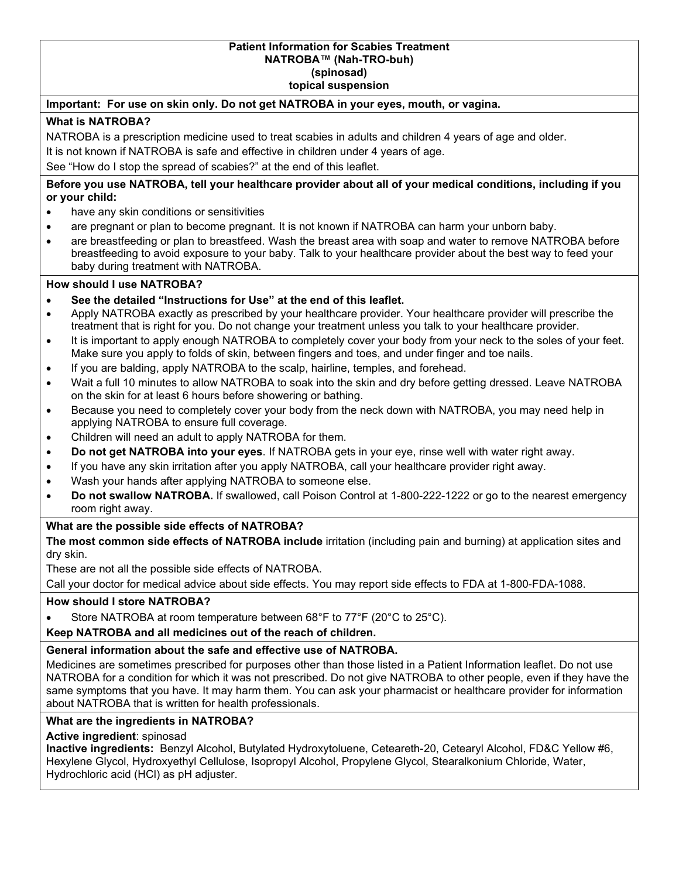# Patient Information for Scabies Treatment
# NATROBA™ (Nah-TRO-buh)
# (spinosad)
# topical suspension

**Important: For use on skin only. Do not get NATROBA in your eyes, mouth, or vagina.**

## What is NATROBA?

NATROBA is a prescription medicine used to treat scabies in adults and children 4 years of age and older.

It is not known if NATROBA is safe and effective in children under 4 years of age.

See "How do I stop the spread of scabies?" at the end of this leaflet.

## Before you use NATROBA, tell your healthcare provider about all of your medical conditions, including if you or your child:

- have any skin conditions or sensitivities
- are pregnant or plan to become pregnant. It is not known if NATROBA can harm your unborn baby.
- are breastfeeding or plan to breastfeed. Wash the breast area with soap and water to remove NATROBA before breastfeeding to avoid exposure to your baby. Talk to your healthcare provider about the best way to feed your baby during treatment with NATROBA.

## How should I use NATROBA?

- **See the detailed "Instructions for Use" at the end of this leaflet.**
- Apply NATROBA exactly as prescribed by your healthcare provider. Your healthcare provider will prescribe the treatment that is right for you. Do not change your treatment unless you talk to your healthcare provider.
- It is important to apply enough NATROBA to completely cover your body from your neck to the soles of your feet. Make sure you apply to folds of skin, between fingers and toes, and under finger and toe nails.
- If you are balding, apply NATROBA to the scalp, hairline, temples, and forehead.
- Wait a full 10 minutes to allow NATROBA to soak into the skin and dry before getting dressed. Leave NATROBA on the skin for at least 6 hours before showering or bathing.
- Because you need to completely cover your body from the neck down with NATROBA, you may need help in applying NATROBA to ensure full coverage.
- Children will need an adult to apply NATROBA for them.
- **Do not get NATROBA into your eyes**. If NATROBA gets in your eye, rinse well with water right away.
- If you have any skin irritation after you apply NATROBA, call your healthcare provider right away.
- Wash your hands after applying NATROBA to someone else.
- **Do not swallow NATROBA.** If swallowed, call Poison Control at 1-800-222-1222 or go to the nearest emergency room right away.

## What are the possible side effects of NATROBA?

**The most common side effects of NATROBA include** irritation (including pain and burning) at application sites and dry skin.

These are not all the possible side effects of NATROBA.

Call your doctor for medical advice about side effects. You may report side effects to FDA at 1-800-FDA-1088.

## How should I store NATROBA?

- Store NATROBA at room temperature between 68°F to 77°F (20°C to 25°C).

**Keep NATROBA and all medicines out of the reach of children.**

## General information about the safe and effective use of NATROBA.

Medicines are sometimes prescribed for purposes other than those listed in a Patient Information leaflet. Do not use NATROBA for a condition for which it was not prescribed. Do not give NATROBA to other people, even if they have the same symptoms that you have. It may harm them. You can ask your pharmacist or healthcare provider for information about NATROBA that is written for health professionals.

## What are the ingredients in NATROBA?

**Active ingredient**: spinosad

**Inactive ingredients:** Benzyl Alcohol, Butylated Hydroxytoluene, Ceteareth-20, Cetearyl Alcohol, FD&C Yellow #6, Hexylene Glycol, Hydroxyethyl Cellulose, Isopropyl Alcohol, Propylene Glycol, Stearalkonium Chloride, Water, Hydrochloric acid (HCl) as pH adjuster.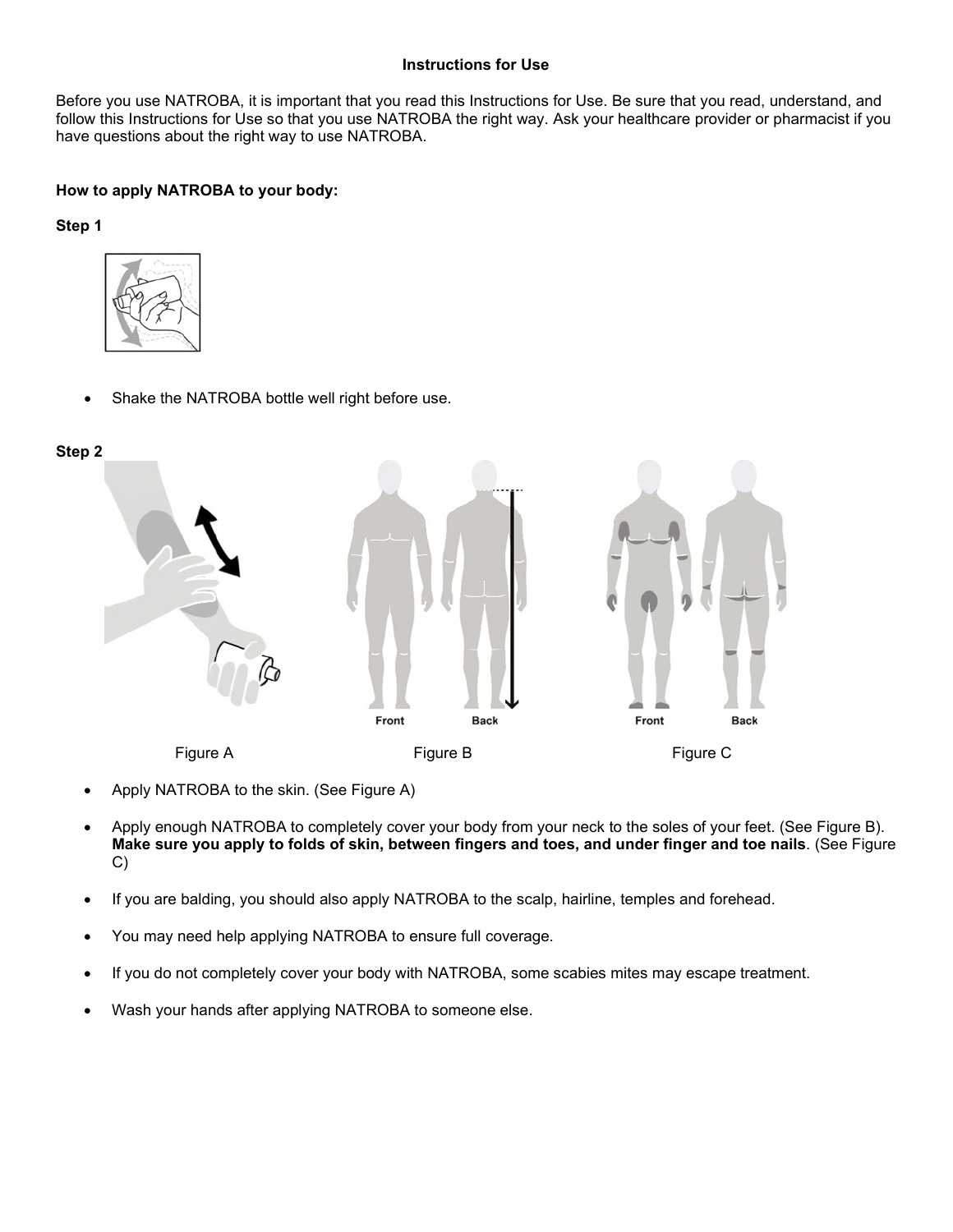**Instructions for Use**

Before you use NATROBA, it is important that you read this Instructions for Use. Be sure that you read, understand, and follow this Instructions for Use so that you use NATROBA the right way. Ask your healthcare provider or pharmacist if you have questions about the right way to use NATROBA.

**How to apply NATROBA to your body:**

**Step 1**

- Shake the NATROBA bottle well right before use.

**Step 2**

Figure A Figure B Figure C

- Apply NATROBA to the skin. (See Figure A)
- Apply enough NATROBA to completely cover your body from your neck to the soles of your feet. (See Figure B). **Make sure you apply to folds of skin, between fingers and toes, and under finger and toe nails**. (See Figure C)
- If you are balding, you should also apply NATROBA to the scalp, hairline, temples and forehead.
- You may need help applying NATROBA to ensure full coverage.
- If you do not completely cover your body with NATROBA, some scabies mites may escape treatment.
- Wash your hands after applying NATROBA to someone else.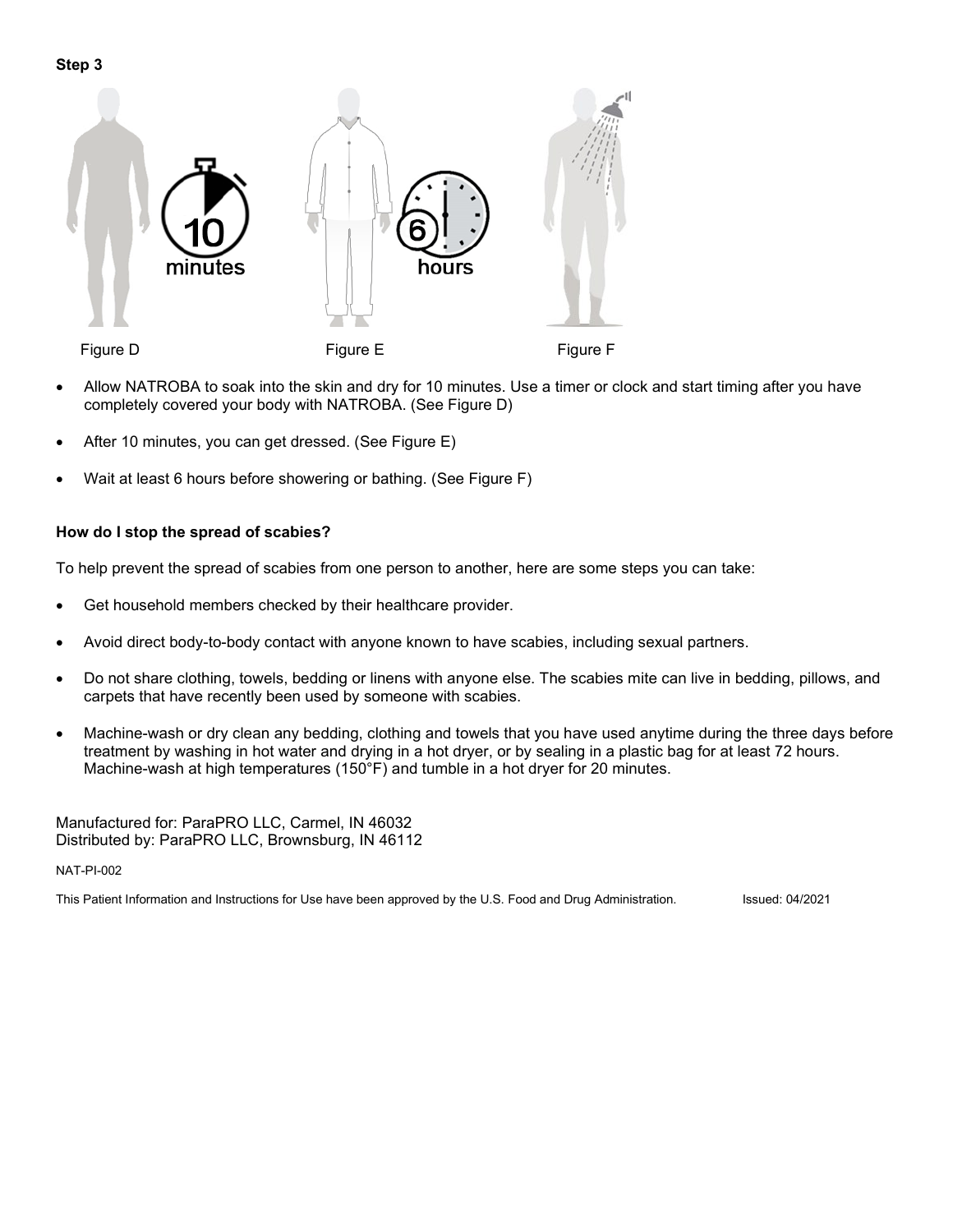**Step 3**

10
minutes

6
hours

Figure D

Figure E

Figure F

- Allow NATROBA to soak into the skin and dry for 10 minutes. Use a timer or clock and start timing after you have completely covered your body with NATROBA. (See Figure D)
- After 10 minutes, you can get dressed. (See Figure E)
- Wait at least 6 hours before showering or bathing. (See Figure F)

**How do I stop the spread of scabies?**

To help prevent the spread of scabies from one person to another, here are some steps you can take:

- Get household members checked by their healthcare provider.
- Avoid direct body-to-body contact with anyone known to have scabies, including sexual partners.
- Do not share clothing, towels, bedding or linens with anyone else. The scabies mite can live in bedding, pillows, and carpets that have recently been used by someone with scabies.
- Machine-wash or dry clean any bedding, clothing and towels that you have used anytime during the three days before treatment by washing in hot water and drying in a hot dryer, or by sealing in a plastic bag for at least 72 hours. Machine-wash at high temperatures (150°F) and tumble in a hot dryer for 20 minutes.

Manufactured for: ParaPRO LLC, Carmel, IN 46032
Distributed by: ParaPRO LLC, Brownsburg, IN 46112

NAT-PI-002

This Patient Information and Instructions for Use have been approved by the U.S. Food and Drug Administration. Issued: 04/2021